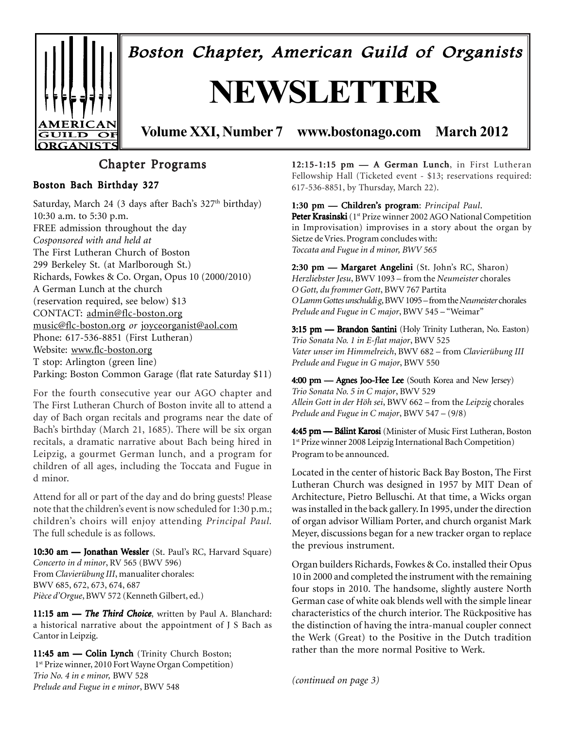# Boston Chapter, American Guild of Organists

# NEWSLETTER

**Volume XXI, Number 7 www.bostonago.com March 2012**

## Chapter Programs

### Boston Bach Birthday 327

Saturday, March 24 (3 days after Bach's 327th birthday)
10:30 a.m. to 5:30 p.m.
FREE admission throughout the day
*Cosponsored with and held at*
The First Lutheran Church of Boston
299 Berkeley St. (at Marlborough St.)
Richards, Fowkes & Co. Organ, Opus 10 (2000/2010)
A German Lunch at the church
(reservation required, see below) $13
CONTACT: admin@flc-boston.org
music@flc-boston.org *or* joyceorganist@aol.com
Phone: 617-536-8851 (First Lutheran)
Website: www.flc-boston.org
T stop: Arlington (green line)
Parking: Boston Common Garage (flat rate Saturday $11)

For the fourth consecutive year our AGO chapter and The First Lutheran Church of Boston invite all to attend a day of Bach organ recitals and programs near the date of Bach's birthday (March 21, 1685). There will be six organ recitals, a dramatic narrative about Bach being hired in Leipzig, a gourmet German lunch, and a program for children of all ages, including the Toccata and Fugue in d minor.

Attend for all or part of the day and do bring guests! Please note that the children's event is now scheduled for 1:30 p.m.; children's choirs will enjoy attending *Principal Paul*. The full schedule is as follows.

**10:30 am — Jonathan Wessler** (St. Paul's RC, Harvard Square)
*Concerto in d minor*, RV 565 (BWV 596)
From *Clavierübung III*, manualiter chorales:
BWV 685, 672, 673, 674, 687
*Pièce d'Orgue*, BWV 572 (Kenneth Gilbert, ed.)

**11:15 am — *The Third Choice***, written by Paul A. Blanchard: a historical narrative about the appointment of J S Bach as Cantor in Leipzig.

**11:45 am — Colin Lynch** (Trinity Church Boston;
1st Prize winner, 2010 Fort Wayne Organ Competition)
*Trio No. 4 in e minor,* BWV 528
*Prelude and Fugue in e minor*, BWV 548

**12:15-1:15 pm — A German Lunch**, in First Lutheran Fellowship Hall (Ticketed event - $13; reservations required: 617-536-8851, by Thursday, March 22).

**1:30 pm — Children's program**: *Principal Paul*.
**Peter Krasinski** (1st Prize winner 2002 AGO National Competition in Improvisation) improvises in a story about the organ by Sietze de Vries. Program concludes with:
*Toccata and Fugue in d minor, BWV 565*

**2:30 pm — Margaret Angelini** (St. John's RC, Sharon)
*Herzliebster Jesu*, BWV 1093 – from the *Neumeister* chorales
*O Gott, du frommer Gott*, BWV 767 Partita
*O Lamm Gottes unschuldig*, BWV 1095 – from the *Neumeister* chorales
*Prelude and Fugue in C major*, BWV 545 – "Weimar"

**3:15 pm — Brandon Santini** (Holy Trinity Lutheran, No. Easton)
*Trio Sonata No. 1 in E-flat major*, BWV 525
*Vater unser im Himmelreich*, BWV 682 – from *Clavierübung III*
*Prelude and Fugue in G major*, BWV 550

**4:00 pm — Agnes Joo-Hee Lee** (South Korea and New Jersey)
*Trio Sonata No. 5 in C major*, BWV 529
*Allein Gott in der Höh sei*, BWV 662 – from the *Leipzig* chorales
*Prelude and Fugue in C major*, BWV 547 – (9/8)

**4:45 pm — Bálint Karosi** (Minister of Music First Lutheran, Boston
1st Prize winner 2008 Leipzig International Bach Competition)
Program to be announced.

Located in the center of historic Back Bay Boston, The First Lutheran Church was designed in 1957 by MIT Dean of Architecture, Pietro Belluschi. At that time, a Wicks organ was installed in the back gallery. In 1995, under the direction of organ advisor William Porter, and church organist Mark Meyer, discussions began for a new tracker organ to replace the previous instrument.

Organ builders Richards, Fowkes & Co. installed their Opus 10 in 2000 and completed the instrument with the remaining four stops in 2010. The handsome, slightly austere North German case of white oak blends well with the simple linear characteristics of the church interior. The Rückpositive has the distinction of having the intra-manual coupler connect the Werk (Great) to the Positive in the Dutch tradition rather than the more normal Positive to Werk.

*(continued on page 3)*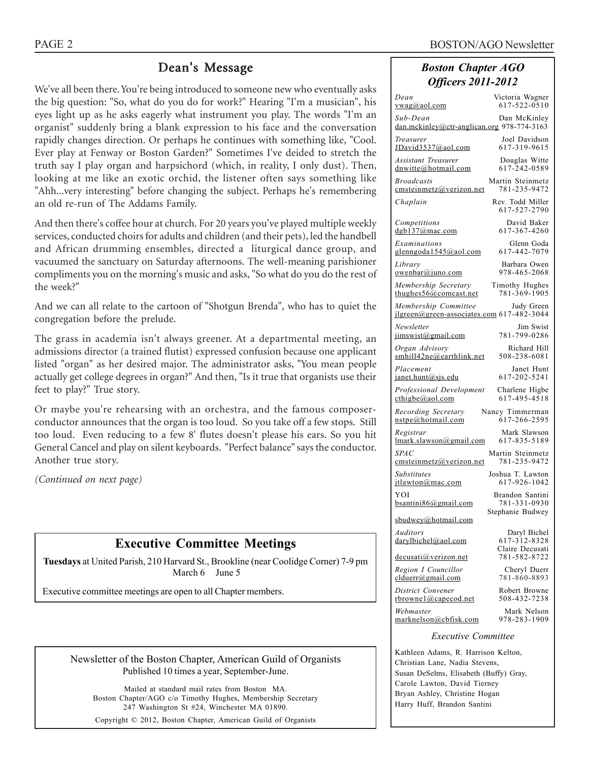## Dean's Message

We've all been there. You're being introduced to someone new who eventually asks the big question: "So, what do you do for work?" Hearing "I'm a musician", his eyes light up as he asks eagerly what instrument you play. The words "I'm an organist" suddenly bring a blank expression to his face and the conversation rapidly changes direction. Or perhaps he continues with something like, "Cool. Ever play at Fenway or Boston Garden?" Sometimes I've deided to stretch the truth say I play organ and harpsichord (which, in reality, I only dust). Then, looking at me like an exotic orchid, the listener often says something like "Ahh...very interesting" before changing the subject. Perhaps he's remembering an old re-run of The Addams Family.

And then there's coffee hour at church. For 20 years you've played multiple weekly services, conducted choirs for adults and children (and their pets), led the handbell and African drumming ensembles, directed a liturgical dance group, and vacuumed the sanctuary on Saturday afternoons. The well-meaning parishioner compliments you on the morning's music and asks, "So what do you do the rest of the week?"

And we can all relate to the cartoon of "Shotgun Brenda", who has to quiet the congregation before the prelude.

The grass in academia isn't always greener. At a departmental meeting, an admissions director (a trained flutist) expressed confusion because one applicant listed "organ" as her desired major. The administrator asks, "You mean people actually get college degrees in organ?" And then, "Is it true that organists use their feet to play?" True story.

Or maybe you're rehearsing with an orchestra, and the famous composer-conductor announces that the organ is too loud. So you take off a few stops. Still too loud. Even reducing to a few 8' flutes doesn't please his ears. So you hit General Cancel and play on silent keyboards. "Perfect balance" says the conductor. Another true story.

*(Continued on next page)*

## Executive Committee Meetings

**Tuesdays** at United Parish, 210 Harvard St., Brookline (near Coolidge Corner) 7-9 pm
March 6 June 5

Executive committee meetings are open to all Chapter members.

Newsletter of the Boston Chapter, American Guild of Organists
Published 10 times a year, September-June.

Mailed at standard mail rates from Boston MA.
Boston Chapter/AGO c/o Timothy Hughes, Membership Secretary
247 Washington St #24, Winchester MA 01890.

Copyright © 2012, Boston Chapter, American Guild of Organists

### *Boston Chapter AGO Officers 2011-2012*

| Position | Email | Name | Phone |
|---|---|---|---|
| *Dean* | vwag@aol.com | Victoria Wagner | 617-522-0510 |
| *Sub-Dean* | dan.mckinley@ctr-anglican.org | Dan McKinley | 978-774-3163 |
| *Treasurer* | JDavid3537@aol.com | Joel Davidson | 617-319-9615 |
| *Assistant Treasurer* | dnwitte@hotmail.com | Douglas Witte | 617-242-0589 |
| *Broadcasts* | cmsteinmetz@verizon.net | Martin Steinmetz | 781-235-9472 |
| *Chaplain* | | Rev. Todd Miller | 617-527-2790 |
| *Competitions* | dgb137@mac.com | David Baker | 617-367-4260 |
| *Examinations* | glenngoda1545@aol.com | Glenn Goda | 617-442-7079 |
| *Library* | owenbar@juno.com | Barbara Owen | 978-465-2068 |
| *Membership Secretary* | thughes56@comcast.net | Timothy Hughes | 781-369-1905 |
| *Membership Committee* | jlgreen@green-associates.com | Judy Green | 617-482-3044 |
| *Newsletter* | jimswist@gmail.com | Jim Swist | 781-799-0286 |
| *Organ Advisory* | smhill42ne@earthlink.net | Richard Hill | 508-238-6081 |
| *Placement* | janet.hunt@sjs.edu | Janet Hunt | 617-202-5241 |
| *Professional Development* | cthigbe@aol.com | Charlene Higbe | 617-495-4518 |
| *Recording Secretary* | nstpe@hotmail.com | Nancy Timmerman | 617-266-2595 |
| *Registrar* | lmark.slawson@gmail.com | Mark Slawson | 617-835-5189 |
| *SPAC* | cmsteinmetz@verizon.net | Martin Steinmetz | 781-235-9472 |
| *Substitutes* | jtlawton@mac.com | Joshua T. Lawton | 617-926-1042 |
| YOI | bsantini86@gmail.com | Brandon Santini | 781-331-0930 |
| | sbudwey@hotmail.com | Stephanie Budwey | |
| *Auditors* | darylbichel@aol.com | Daryl Bichel | 617-312-8328 |
| | decusati@verizon.net | Claire Decusati | 781-582-8722 |
| *Region I Councillor* | clduerr@gmail.com | Cheryl Duerr | 781-860-8893 |
| *District Convener* | rbrowne1@capecod.net | Robert Browne | 508-432-7238 |
| *Webmaster* | marknelson@cbfisk.com | Mark Nelson | 978-283-1909 |

*Executive Committee*

Kathleen Adams, R. Harrison Kelton, Christian Lane, Nadia Stevens, Susan DeSelms, Elisabeth (Buffy) Gray, Carole Lawton, David Tierney, Bryan Ashley, Christine Hogan, Harry Huff, Brandon Santini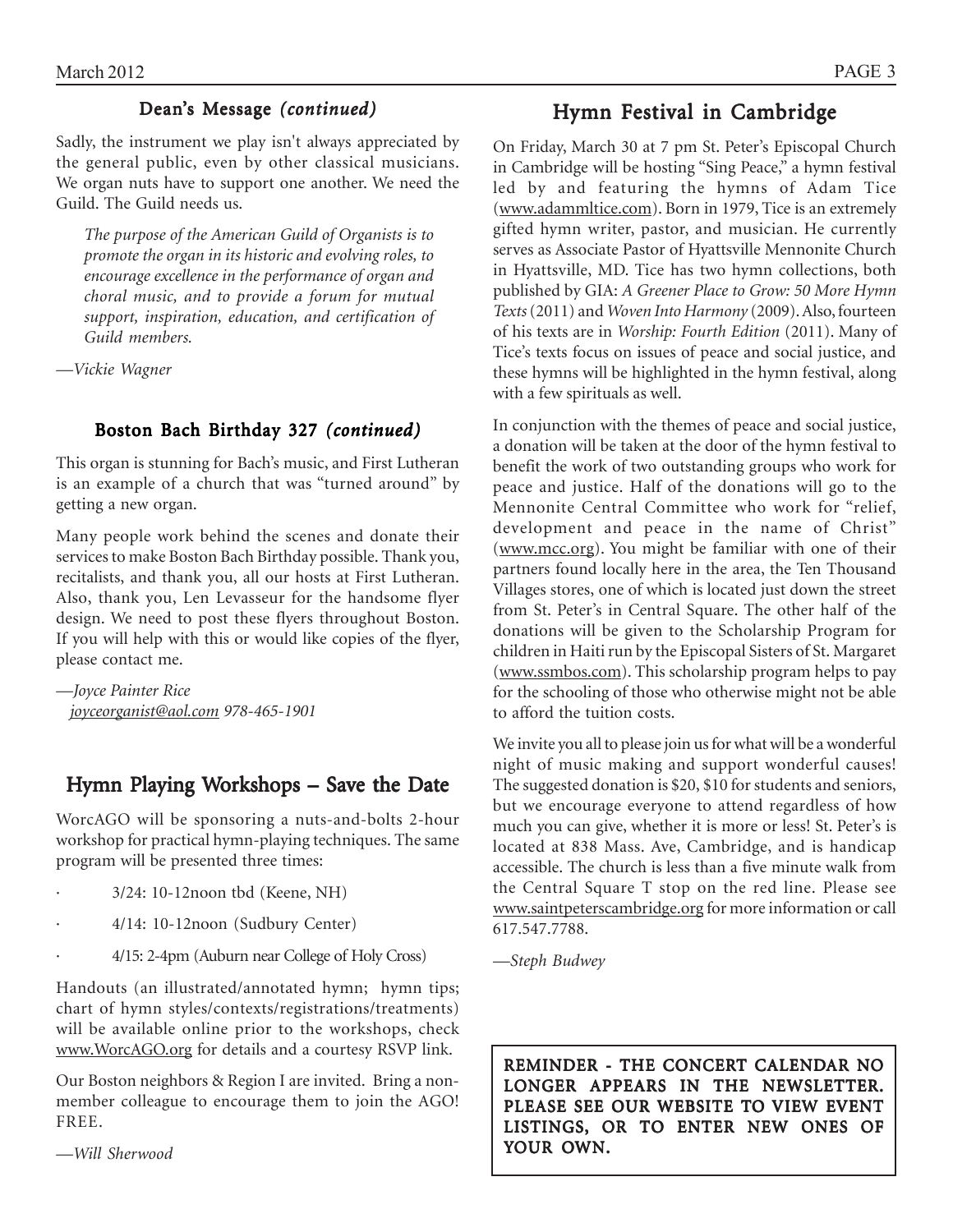## Dean's Message *(continued)*

Sadly, the instrument we play isn't always appreciated by the general public, even by other classical musicians. We organ nuts have to support one another. We need the Guild. The Guild needs us.

> *The purpose of the American Guild of Organists is to promote the organ in its historic and evolving roles, to encourage excellence in the performance of organ and choral music, and to provide a forum for mutual support, inspiration, education, and certification of Guild members.*

*—Vickie Wagner*

## Boston Bach Birthday 327 *(continued)*

This organ is stunning for Bach's music, and First Lutheran is an example of a church that was "turned around" by getting a new organ.

Many people work behind the scenes and donate their services to make Boston Bach Birthday possible. Thank you, recitalists, and thank you, all our hosts at First Lutheran. Also, thank you, Len Levasseur for the handsome flyer design. We need to post these flyers throughout Boston. If you will help with this or would like copies of the flyer, please contact me.

*—Joyce Painter Rice*
*joyceorganist@aol.com 978-465-1901*

## Hymn Playing Workshops – Save the Date

WorcAGO will be sponsoring a nuts-and-bolts 2-hour workshop for practical hymn-playing techniques. The same program will be presented three times:

- 3/24: 10-12noon tbd (Keene, NH)
- 4/14: 10-12noon (Sudbury Center)
- 4/15: 2-4pm (Auburn near College of Holy Cross)

Handouts (an illustrated/annotated hymn; hymn tips; chart of hymn styles/contexts/registrations/treatments) will be available online prior to the workshops, check www.WorcAGO.org for details and a courtesy RSVP link.

Our Boston neighbors & Region I are invited. Bring a non-member colleague to encourage them to join the AGO! FREE.

*—Will Sherwood*

## Hymn Festival in Cambridge

On Friday, March 30 at 7 pm St. Peter's Episcopal Church in Cambridge will be hosting "Sing Peace," a hymn festival led by and featuring the hymns of Adam Tice (www.adammltice.com). Born in 1979, Tice is an extremely gifted hymn writer, pastor, and musician. He currently serves as Associate Pastor of Hyattsville Mennonite Church in Hyattsville, MD. Tice has two hymn collections, both published by GIA: *A Greener Place to Grow: 50 More Hymn Texts* (2011) and *Woven Into Harmony* (2009). Also, fourteen of his texts are in *Worship: Fourth Edition* (2011). Many of Tice's texts focus on issues of peace and social justice, and these hymns will be highlighted in the hymn festival, along with a few spirituals as well.

In conjunction with the themes of peace and social justice, a donation will be taken at the door of the hymn festival to benefit the work of two outstanding groups who work for peace and justice. Half of the donations will go to the Mennonite Central Committee who work for "relief, development and peace in the name of Christ" (www.mcc.org). You might be familiar with one of their partners found locally here in the area, the Ten Thousand Villages stores, one of which is located just down the street from St. Peter's in Central Square. The other half of the donations will be given to the Scholarship Program for children in Haiti run by the Episcopal Sisters of St. Margaret (www.ssmbos.com). This scholarship program helps to pay for the schooling of those who otherwise might not be able to afford the tuition costs.

We invite you all to please join us for what will be a wonderful night of music making and support wonderful causes! The suggested donation is $20, $10 for students and seniors, but we encourage everyone to attend regardless of how much you can give, whether it is more or less! St. Peter's is located at 838 Mass. Ave, Cambridge, and is handicap accessible. The church is less than a five minute walk from the Central Square T stop on the red line. Please see www.saintpeterscambridge.org for more information or call 617.547.7788.

*—Steph Budwey*

**REMINDER - THE CONCERT CALENDAR NO LONGER APPEARS IN THE NEWSLETTER. PLEASE SEE OUR WEBSITE TO VIEW EVENT LISTINGS, OR TO ENTER NEW ONES OF YOUR OWN.**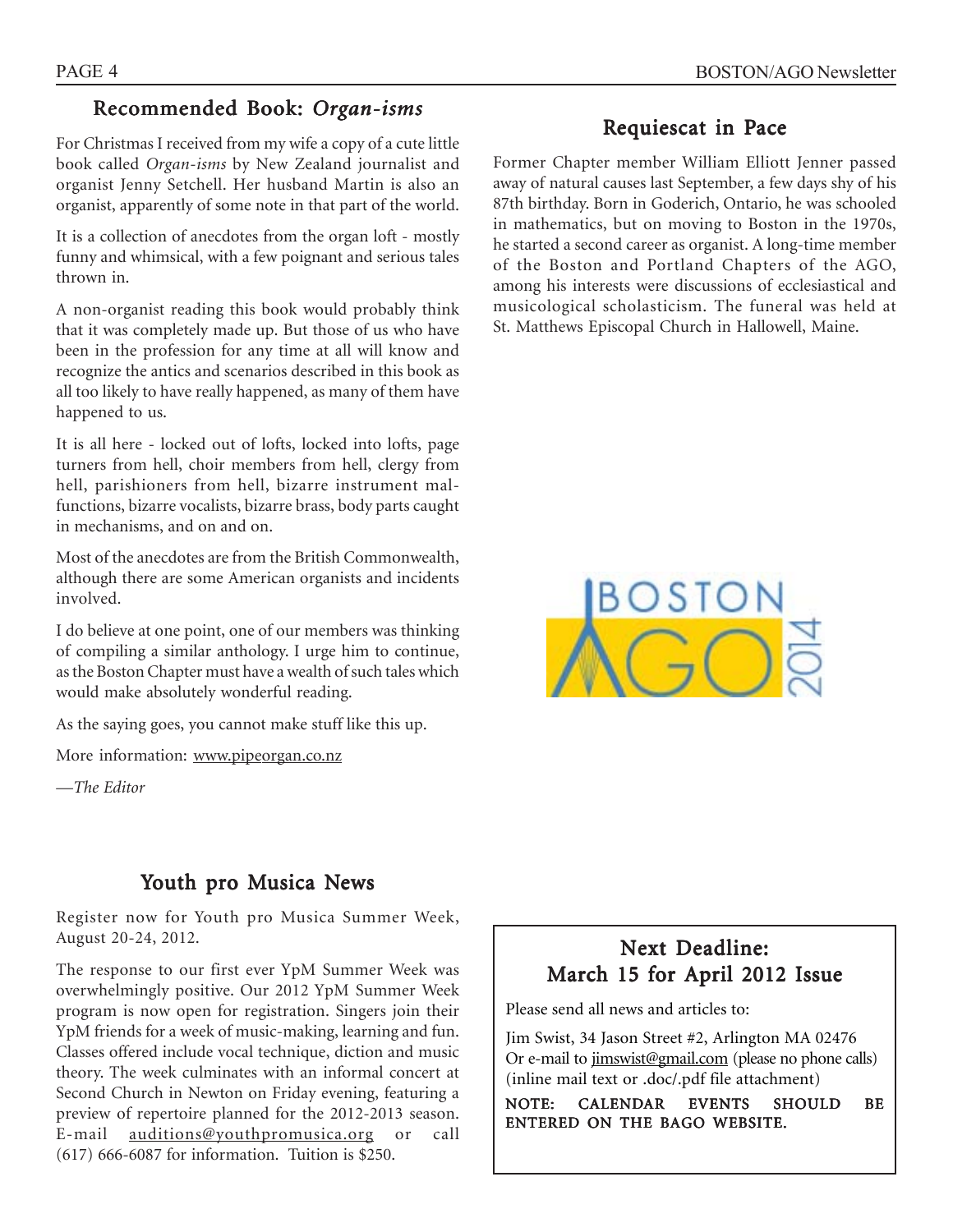## Recommended Book: *Organ-isms*

For Christmas I received from my wife a copy of a cute little book called *Organ-isms* by New Zealand journalist and organist Jenny Setchell. Her husband Martin is also an organist, apparently of some note in that part of the world.

It is a collection of anecdotes from the organ loft - mostly funny and whimsical, with a few poignant and serious tales thrown in.

A non-organist reading this book would probably think that it was completely made up. But those of us who have been in the profession for any time at all will know and recognize the antics and scenarios described in this book as all too likely to have really happened, as many of them have happened to us.

It is all here - locked out of lofts, locked into lofts, page turners from hell, choir members from hell, clergy from hell, parishioners from hell, bizarre instrument malfunctions, bizarre vocalists, bizarre brass, body parts caught in mechanisms, and on and on.

Most of the anecdotes are from the British Commonwealth, although there are some American organists and incidents involved.

I do believe at one point, one of our members was thinking of compiling a similar anthology. I urge him to continue, as the Boston Chapter must have a wealth of such tales which would make absolutely wonderful reading.

As the saying goes, you cannot make stuff like this up.

More information: www.pipeorgan.co.nz

—*The Editor*

## Requiescat in Pace

Former Chapter member William Elliott Jenner passed away of natural causes last September, a few days shy of his 87th birthday. Born in Goderich, Ontario, he was schooled in mathematics, but on moving to Boston in the 1970s, he started a second career as organist. A long-time member of the Boston and Portland Chapters of the AGO, among his interests were discussions of ecclesiastical and musicological scholasticism. The funeral was held at St. Matthews Episcopal Church in Hallowell, Maine.

BOSTON AGO 2014

## Youth pro Musica News

Register now for Youth pro Musica Summer Week, August 20-24, 2012.

The response to our first ever YpM Summer Week was overwhelmingly positive. Our 2012 YpM Summer Week program is now open for registration. Singers join their YpM friends for a week of music-making, learning and fun. Classes offered include vocal technique, diction and music theory. The week culminates with an informal concert at Second Church in Newton on Friday evening, featuring a preview of repertoire planned for the 2012-2013 season. E-mail auditions@youthpromusica.org or call (617) 666-6087 for information. Tuition is $250.

## Next Deadline: March 15 for April 2012 Issue

Please send all news and articles to:

Jim Swist, 34 Jason Street #2, Arlington MA 02476
Or e-mail to jimswist@gmail.com (please no phone calls)
(inline mail text or .doc/.pdf file attachment)

NOTE: CALENDAR EVENTS SHOULD BE ENTERED ON THE BAGO WEBSITE.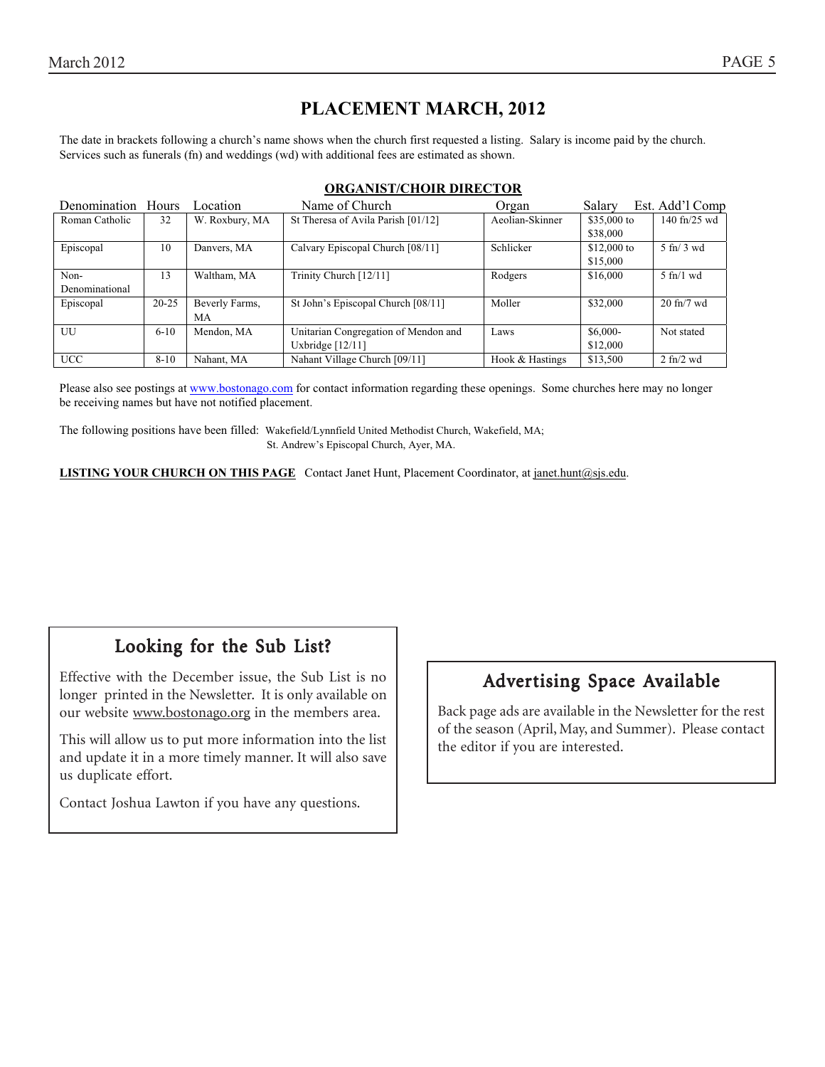# PLACEMENT MARCH, 2012

The date in brackets following a church's name shows when the church first requested a listing. Salary is income paid by the church. Services such as funerals (fn) and weddings (wd) with additional fees are estimated as shown.

## ORGANIST/CHOIR DIRECTOR

| Denomination | Hours | Location | Name of Church | Organ | Salary | Est. Add'l Comp |
|---|---|---|---|---|---|---|
| Roman Catholic | 32 | W. Roxbury, MA | St Theresa of Avila Parish [01/12] | Aeolian-Skinner | $35,000 to $38,000 | 140 fn/25 wd |
| Episcopal | 10 | Danvers, MA | Calvary Episcopal Church [08/11] | Schlicker | $12,000 to $15,000 | 5 fn/ 3 wd |
| Non-Denominational | 13 | Waltham, MA | Trinity Church [12/11] | Rodgers | $16,000 | 5 fn/1 wd |
| Episcopal | 20-25 | Beverly Farms, MA | St John's Episcopal Church [08/11] | Moller | $32,000 | 20 fn/7 wd |
| UU | 6-10 | Mendon, MA | Unitarian Congregation of Mendon and Uxbridge [12/11] | Laws | $6,000-$12,000 | Not stated |
| UCC | 8-10 | Nahant, MA | Nahant Village Church [09/11] | Hook & Hastings | $13,500 | 2 fn/2 wd |

Please also see postings at www.bostonago.com for contact information regarding these openings. Some churches here may no longer be receiving names but have not notified placement.

The following positions have been filled: Wakefield/Lynnfield United Methodist Church, Wakefield, MA; St. Andrew's Episcopal Church, Ayer, MA.

**LISTING YOUR CHURCH ON THIS PAGE** Contact Janet Hunt, Placement Coordinator, at janet.hunt@sjs.edu.

## Looking for the Sub List?

Effective with the December issue, the Sub List is no longer printed in the Newsletter. It is only available on our website www.bostonago.org in the members area.

This will allow us to put more information into the list and update it in a more timely manner. It will also save us duplicate effort.

Contact Joshua Lawton if you have any questions.

## Advertising Space Available

Back page ads are available in the Newsletter for the rest of the season (April, May, and Summer). Please contact the editor if you are interested.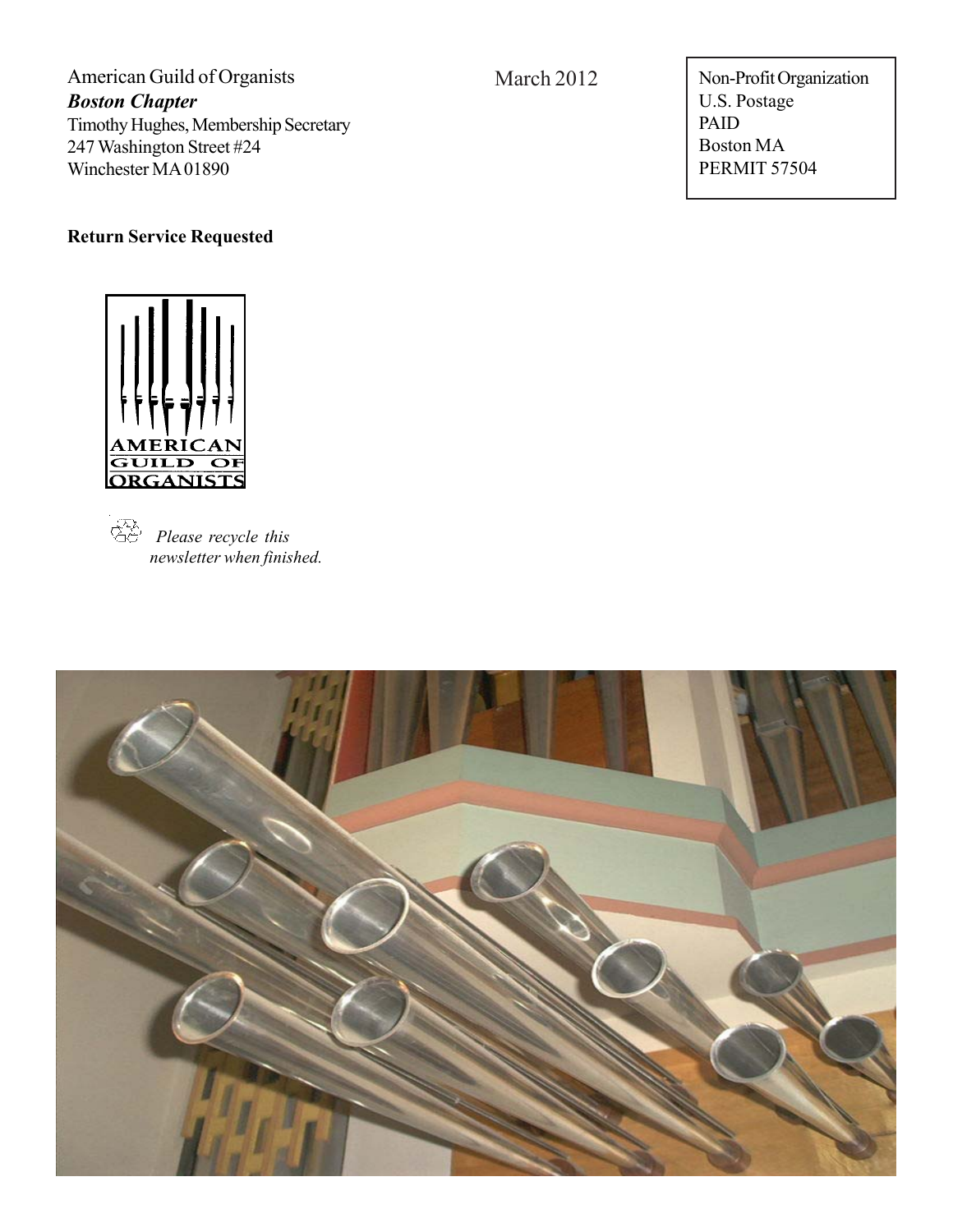American Guild of Organists

***Boston Chapter***

Timothy Hughes, Membership Secretary
247 Washington Street #24
Winchester MA 01890

March 2012

Non-Profit Organization
U.S. Postage
PAID
Boston MA
PERMIT 57504

**Return Service Requested**

AMERICAN GUILD OF ORGANISTS

*Please recycle this newsletter when finished.*